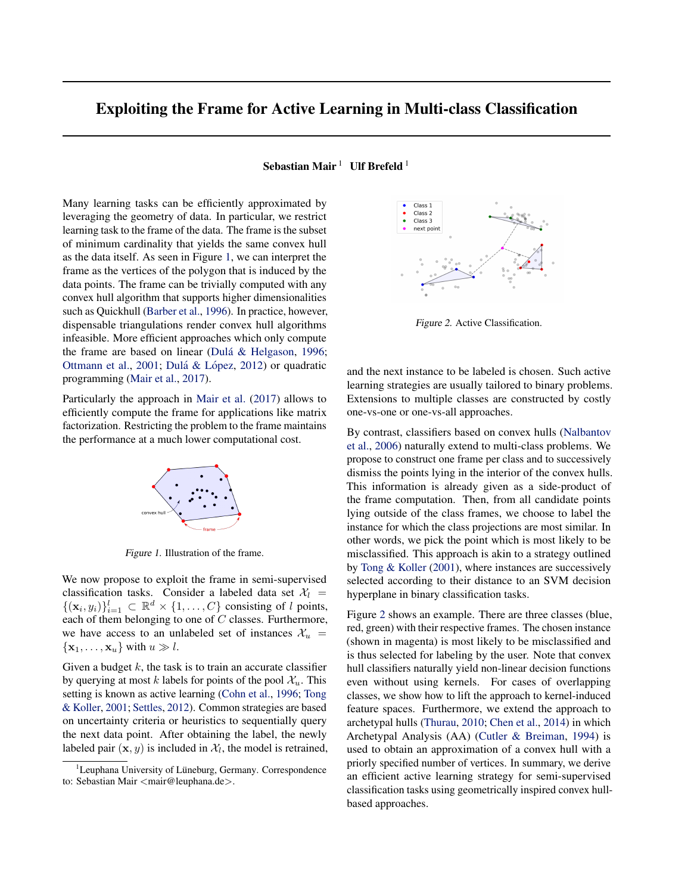# Exploiting the Frame for Active Learning in Multi-class Classification

**Sebastian Mair** [1] **Ulf Brefeld** [1]

Many learning tasks can be efficiently approximated by leveraging the geometry of data. In particular, we restrict learning task to the frame of the data. The frame is the subset of minimum cardinality that yields the same convex hull as the data itself. As seen in Figure 1, we can interpret the frame as the vertices of the polygon that is induced by the data points. The frame can be trivially computed with any convex hull algorithm that supports higher dimensionalities such as Quickhull (Barber et al., 1996). In practice, however, dispensable triangulations render convex hull algorithms infeasible. More efficient approaches which only compute the frame are based on linear (Dulá & Helgason, 1996; Ottmann et al., 2001; Dulá & López, 2012) or quadratic programming (Mair et al., 2017).

Particularly the approach in Mair et al. (2017) allows to efficiently compute the frame for applications like matrix factorization. Restricting the problem to the frame maintains the performance at a much lower computational cost.

*Figure 1.* Illustration of the frame.

We now propose to exploit the frame in semi-supervised classification tasks. Consider a labeled data set $\mathcal{X}_l = \{(\mathbf{x}_i, y_i)\}_{i=1}^{l} \subset \mathbb{R}^d \times \{1, \ldots, C\}$ consisting of $l$ points, each of them belonging to one of $C$ classes. Furthermore, we have access to an unlabeled set of instances $\mathcal{X}_u = \{\mathbf{x}_1, \ldots, \mathbf{x}_u\}$ with $u \gg l$.

Given a budget $k$, the task is to train an accurate classifier by querying at most $k$ labels for points of the pool $\mathcal{X}_u$. This setting is known as active learning (Cohn et al., 1996; Tong & Koller, 2001; Settles, 2012). Common strategies are based on uncertainty criteria or heuristics to sequentially query the next data point. After obtaining the label, the newly labeled pair $(\mathbf{x}, y)$ is included in $\mathcal{X}_l$, the model is retrained, and the next instance to be labeled is chosen. Such active learning strategies are usually tailored to binary problems. Extensions to multiple classes are constructed by costly one-vs-one or one-vs-all approaches.

*Figure 2.* Active Classification.

By contrast, classifiers based on convex hulls (Nalbantov et al., 2006) naturally extend to multi-class problems. We propose to construct one frame per class and to successively dismiss the points lying in the interior of the convex hulls. This information is already given as a side-product of the frame computation. Then, from all candidate points lying outside of the class frames, we choose to label the instance for which the class projections are most similar. In other words, we pick the point which is most likely to be misclassified. This approach is akin to a strategy outlined by Tong & Koller (2001), where instances are successively selected according to their distance to an SVM decision hyperplane in binary classification tasks.

Figure 2 shows an example. There are three classes (blue, red, green) with their respective frames. The chosen instance (shown in magenta) is most likely to be misclassified and is thus selected for labeling by the user. Note that convex hull classifiers naturally yield non-linear decision functions even without using kernels. For cases of overlapping classes, we show how to lift the approach to kernel-induced feature spaces. Furthermore, we extend the approach to archetypal hulls (Thurau, 2010; Chen et al., 2014) in which Archetypal Analysis (AA) (Cutler & Breiman, 1994) is used to obtain an approximation of a convex hull with a priorly specified number of vertices. In summary, we derive an efficient active learning strategy for semi-supervised classification tasks using geometrically inspired convex hull-based approaches.

[1] Leuphana University of Lüneburg, Germany. Correspondence to: Sebastian Mair <mair@leuphana.de>.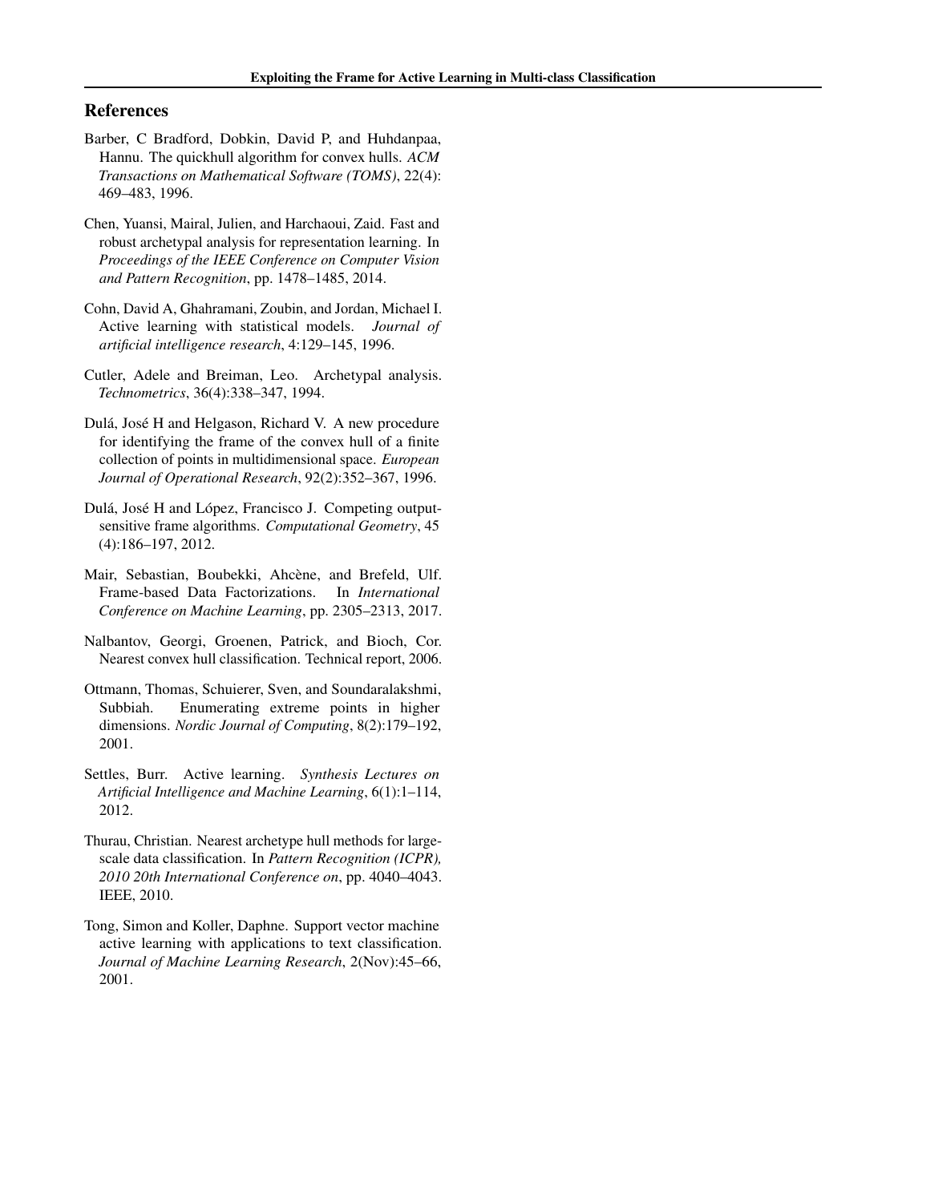## References

Barber, C Bradford, Dobkin, David P, and Huhdanpaa, Hannu. The quickhull algorithm for convex hulls. *ACM Transactions on Mathematical Software (TOMS)*, 22(4): 469–483, 1996.

Chen, Yuansi, Mairal, Julien, and Harchaoui, Zaid. Fast and robust archetypal analysis for representation learning. In *Proceedings of the IEEE Conference on Computer Vision and Pattern Recognition*, pp. 1478–1485, 2014.

Cohn, David A, Ghahramani, Zoubin, and Jordan, Michael I. Active learning with statistical models. *Journal of artificial intelligence research*, 4:129–145, 1996.

Cutler, Adele and Breiman, Leo. Archetypal analysis. *Technometrics*, 36(4):338–347, 1994.

Dulá, José H and Helgason, Richard V. A new procedure for identifying the frame of the convex hull of a finite collection of points in multidimensional space. *European Journal of Operational Research*, 92(2):352–367, 1996.

Dulá, José H and López, Francisco J. Competing output-sensitive frame algorithms. *Computational Geometry*, 45 (4):186–197, 2012.

Mair, Sebastian, Boubekki, Ahcène, and Brefeld, Ulf. Frame-based Data Factorizations. In *International Conference on Machine Learning*, pp. 2305–2313, 2017.

Nalbantov, Georgi, Groenen, Patrick, and Bioch, Cor. Nearest convex hull classification. Technical report, 2006.

Ottmann, Thomas, Schuierer, Sven, and Soundaralakshmi, Subbiah. Enumerating extreme points in higher dimensions. *Nordic Journal of Computing*, 8(2):179–192, 2001.

Settles, Burr. Active learning. *Synthesis Lectures on Artificial Intelligence and Machine Learning*, 6(1):1–114, 2012.

Thurau, Christian. Nearest archetype hull methods for large-scale data classification. In *Pattern Recognition (ICPR), 2010 20th International Conference on*, pp. 4040–4043. IEEE, 2010.

Tong, Simon and Koller, Daphne. Support vector machine active learning with applications to text classification. *Journal of Machine Learning Research*, 2(Nov):45–66, 2001.